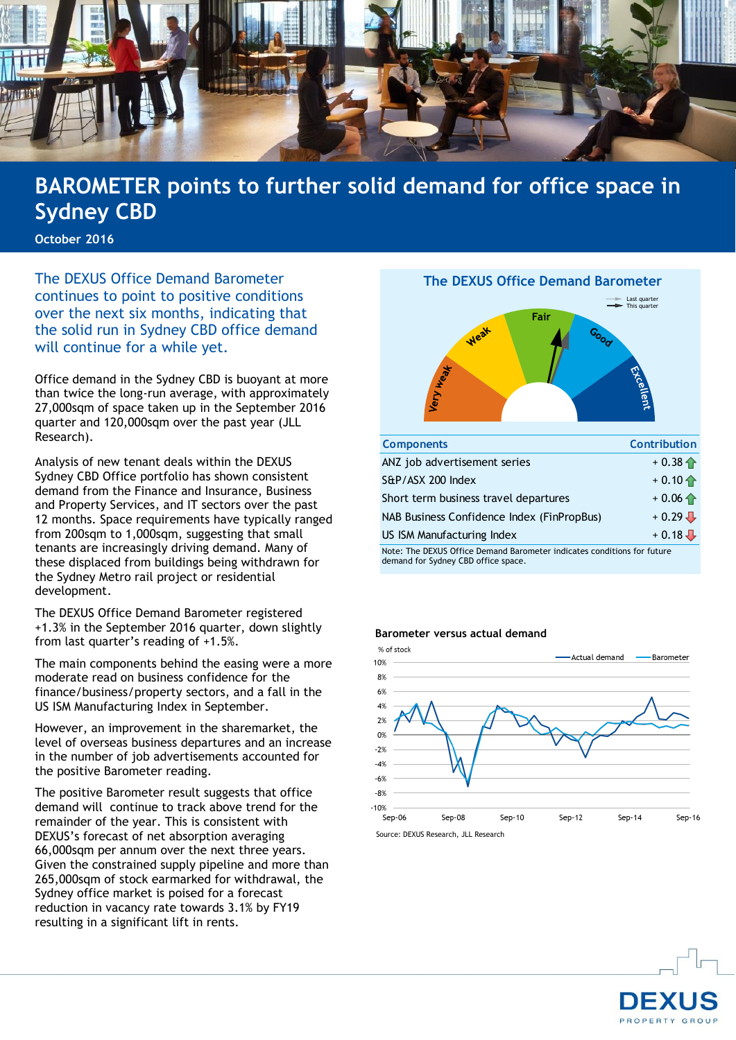# BAROMETER points to further solid demand for office space in Sydney CBD

October 2016

## The DEXUS Office Demand Barometer continues to point to positive conditions over the next six months, indicating that the solid run in Sydney CBD office demand will continue for a while yet.

Office demand in the Sydney CBD is buoyant at more than twice the long-run average, with approximately 27,000sqm of space taken up in the September 2016 quarter and 120,000sqm over the past year (JLL Research).

Analysis of new tenant deals within the DEXUS Sydney CBD Office portfolio has shown consistent demand from the Finance and Insurance, Business and Property Services, and IT sectors over the past 12 months. Space requirements have typically ranged from 200sqm to 1,000sqm, suggesting that small tenants are increasingly driving demand. Many of these displaced from buildings being withdrawn for the Sydney Metro rail project or residential development.

The DEXUS Office Demand Barometer registered +1.3% in the September 2016 quarter, down slightly from last quarter's reading of +1.5%.

The main components behind the easing were a more moderate read on business confidence for the finance/business/property sectors, and a fall in the US ISM Manufacturing Index in September.

However, an improvement in the sharemarket, the level of overseas business departures and an increase in the number of job advertisements accounted for the positive Barometer reading.

The positive Barometer result suggests that office demand will continue to track above trend for the remainder of the year. This is consistent with DEXUS's forecast of net absorption averaging 66,000sqm per annum over the next three years. Given the constrained supply pipeline and more than 265,000sqm of stock earmarked for withdrawal, the Sydney office market is poised for a forecast reduction in vacancy rate towards 3.1% by FY19 resulting in a significant lift in rents.

### The DEXUS Office Demand Barometer

Last quarter
This quarter

Very weak
Weak
Fair
Good
Excellent

| Components | Contribution |
|---|---|
| ANZ job advertisement series | + 0.38 ↑ |
| S&P/ASX 200 Index | + 0.10 ↑ |
| Short term business travel departures | + 0.06 ↑ |
| NAB Business Confidence Index (FinPropBus) | + 0.29 ↓ |
| US ISM Manufacturing Index | + 0.18 ↓ |

Note: The DEXUS Office Demand Barometer indicates conditions for future demand for Sydney CBD office space.

### Barometer versus actual demand

% of stock

Actual demand
Barometer

10%
8%
6%
4%
2%
0%
-2%
-4%
-6%
-8%
-10%

Sep-06
Sep-08
Sep-10
Sep-12
Sep-14
Sep-16

Source: DEXUS Research, JLL Research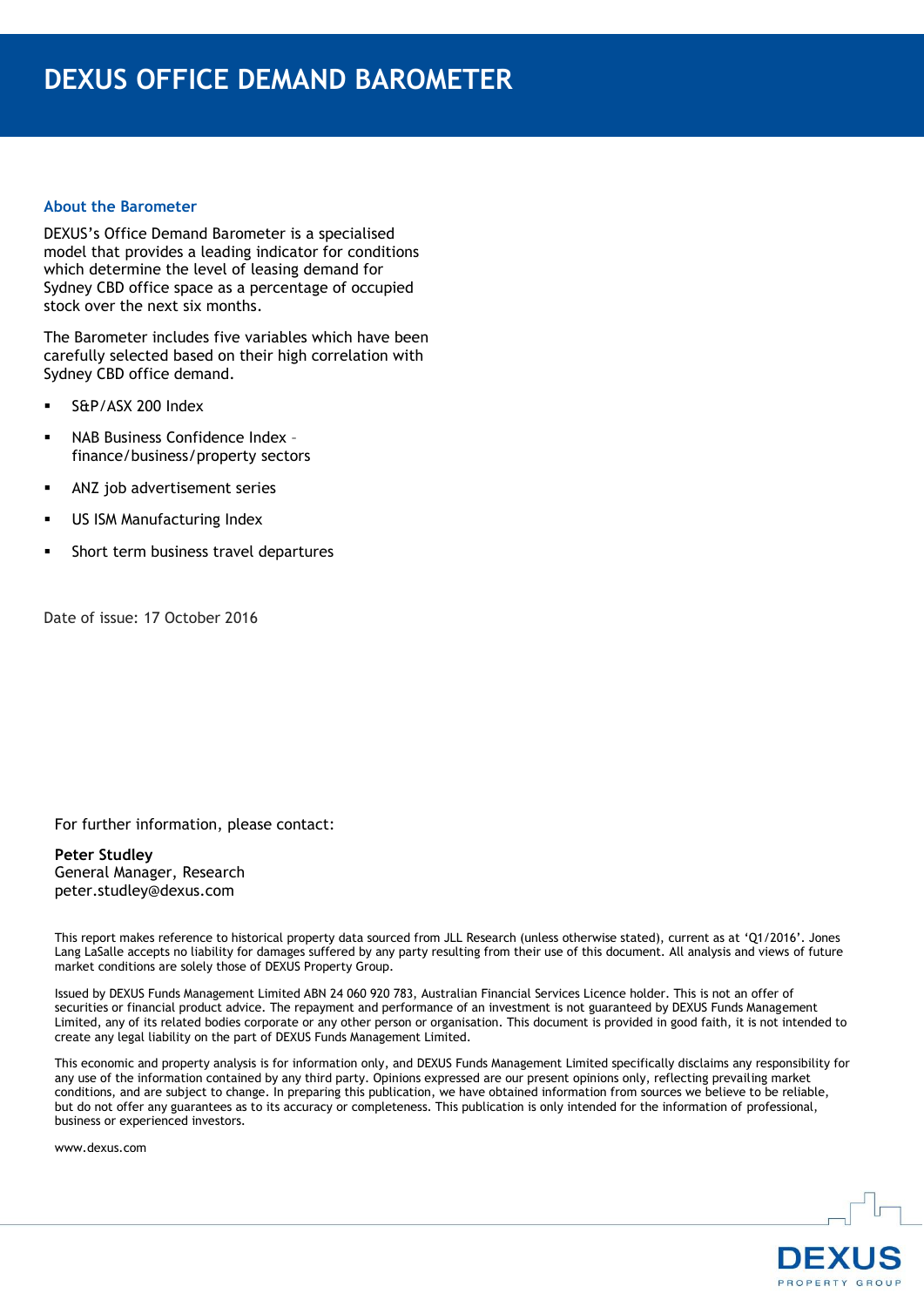# DEXUS OFFICE DEMAND BAROMETER

### About the Barometer

DEXUS's Office Demand Barometer is a specialised model that provides a leading indicator for conditions which determine the level of leasing demand for Sydney CBD office space as a percentage of occupied stock over the next six months.

The Barometer includes five variables which have been carefully selected based on their high correlation with Sydney CBD office demand.

- S&P/ASX 200 Index
- NAB Business Confidence Index – finance/business/property sectors
- ANZ job advertisement series
- US ISM Manufacturing Index
- Short term business travel departures

Date of issue: 17 October 2016

For further information, please contact:

**Peter Studley**
General Manager, Research
peter.studley@dexus.com

This report makes reference to historical property data sourced from JLL Research (unless otherwise stated), current as at 'Q1/2016'. Jones Lang LaSalle accepts no liability for damages suffered by any party resulting from their use of this document. All analysis and views of future market conditions are solely those of DEXUS Property Group.

Issued by DEXUS Funds Management Limited ABN 24 060 920 783, Australian Financial Services Licence holder. This is not an offer of securities or financial product advice. The repayment and performance of an investment is not guaranteed by DEXUS Funds Management Limited, any of its related bodies corporate or any other person or organisation. This document is provided in good faith, it is not intended to create any legal liability on the part of DEXUS Funds Management Limited.

This economic and property analysis is for information only, and DEXUS Funds Management Limited specifically disclaims any responsibility for any use of the information contained by any third party. Opinions expressed are our present opinions only, reflecting prevailing market conditions, and are subject to change. In preparing this publication, we have obtained information from sources we believe to be reliable, but do not offer any guarantees as to its accuracy or completeness. This publication is only intended for the information of professional, business or experienced investors.

www.dexus.com

DEXUS
PROPERTY GROUP